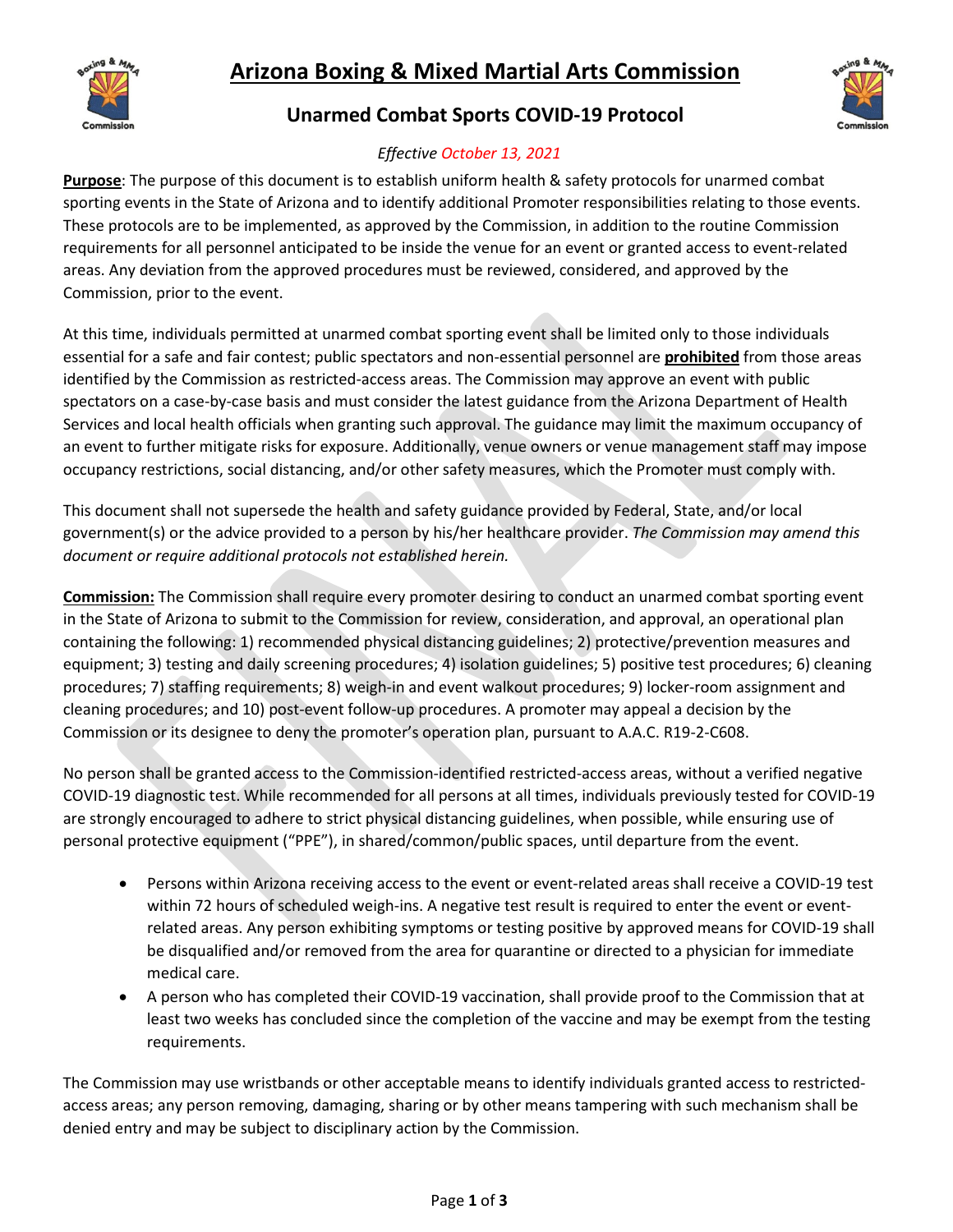# Arizona Boxing & Mixed Martial Arts Commission

## Unarmed Combat Sports COVID-19 Protocol

*Effective October 13, 2021*

**Purpose**: The purpose of this document is to establish uniform health & safety protocols for unarmed combat sporting events in the State of Arizona and to identify additional Promoter responsibilities relating to those events. These protocols are to be implemented, as approved by the Commission, in addition to the routine Commission requirements for all personnel anticipated to be inside the venue for an event or granted access to event-related areas. Any deviation from the approved procedures must be reviewed, considered, and approved by the Commission, prior to the event.

At this time, individuals permitted at unarmed combat sporting event shall be limited only to those individuals essential for a safe and fair contest; public spectators and non-essential personnel are **prohibited** from those areas identified by the Commission as restricted-access areas. The Commission may approve an event with public spectators on a case-by-case basis and must consider the latest guidance from the Arizona Department of Health Services and local health officials when granting such approval. The guidance may limit the maximum occupancy of an event to further mitigate risks for exposure. Additionally, venue owners or venue management staff may impose occupancy restrictions, social distancing, and/or other safety measures, which the Promoter must comply with.

This document shall not supersede the health and safety guidance provided by Federal, State, and/or local government(s) or the advice provided to a person by his/her healthcare provider. *The Commission may amend this document or require additional protocols not established herein.*

**Commission:** The Commission shall require every promoter desiring to conduct an unarmed combat sporting event in the State of Arizona to submit to the Commission for review, consideration, and approval, an operational plan containing the following: 1) recommended physical distancing guidelines; 2) protective/prevention measures and equipment; 3) testing and daily screening procedures; 4) isolation guidelines; 5) positive test procedures; 6) cleaning procedures; 7) staffing requirements; 8) weigh-in and event walkout procedures; 9) locker-room assignment and cleaning procedures; and 10) post-event follow-up procedures. A promoter may appeal a decision by the Commission or its designee to deny the promoter's operation plan, pursuant to A.A.C. R19-2-C608.

No person shall be granted access to the Commission-identified restricted-access areas, without a verified negative COVID-19 diagnostic test. While recommended for all persons at all times, individuals previously tested for COVID-19 are strongly encouraged to adhere to strict physical distancing guidelines, when possible, while ensuring use of personal protective equipment ("PPE"), in shared/common/public spaces, until departure from the event.

- Persons within Arizona receiving access to the event or event-related areas shall receive a COVID-19 test within 72 hours of scheduled weigh-ins. A negative test result is required to enter the event or event-related areas. Any person exhibiting symptoms or testing positive by approved means for COVID-19 shall be disqualified and/or removed from the area for quarantine or directed to a physician for immediate medical care.
- A person who has completed their COVID-19 vaccination, shall provide proof to the Commission that at least two weeks has concluded since the completion of the vaccine and may be exempt from the testing requirements.

The Commission may use wristbands or other acceptable means to identify individuals granted access to restricted-access areas; any person removing, damaging, sharing or by other means tampering with such mechanism shall be denied entry and may be subject to disciplinary action by the Commission.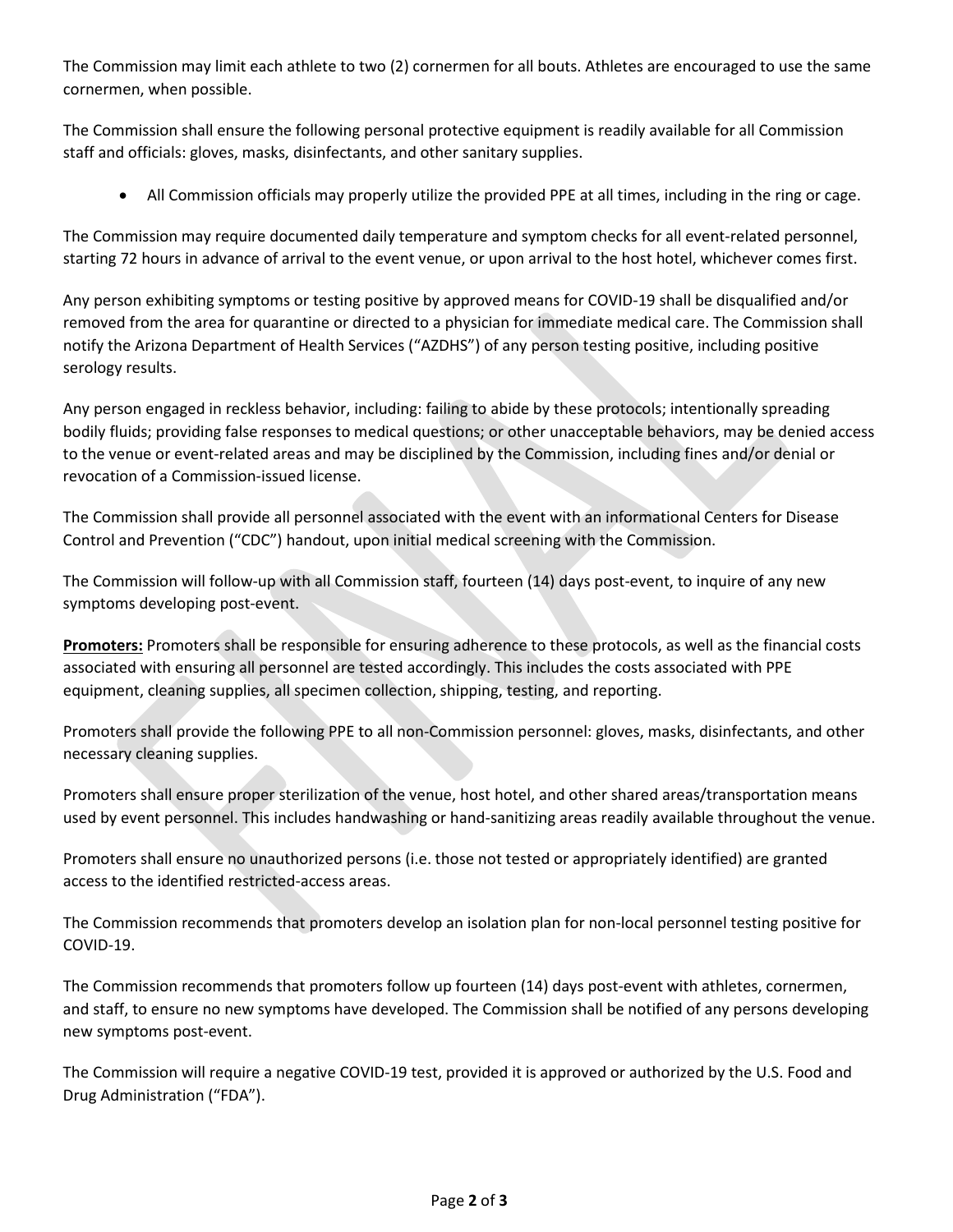The Commission may limit each athlete to two (2) cornermen for all bouts. Athletes are encouraged to use the same cornermen, when possible.

The Commission shall ensure the following personal protective equipment is readily available for all Commission staff and officials: gloves, masks, disinfectants, and other sanitary supplies.

- All Commission officials may properly utilize the provided PPE at all times, including in the ring or cage.

The Commission may require documented daily temperature and symptom checks for all event-related personnel, starting 72 hours in advance of arrival to the event venue, or upon arrival to the host hotel, whichever comes first.

Any person exhibiting symptoms or testing positive by approved means for COVID-19 shall be disqualified and/or removed from the area for quarantine or directed to a physician for immediate medical care. The Commission shall notify the Arizona Department of Health Services ("AZDHS") of any person testing positive, including positive serology results.

Any person engaged in reckless behavior, including: failing to abide by these protocols; intentionally spreading bodily fluids; providing false responses to medical questions; or other unacceptable behaviors, may be denied access to the venue or event-related areas and may be disciplined by the Commission, including fines and/or denial or revocation of a Commission-issued license.

The Commission shall provide all personnel associated with the event with an informational Centers for Disease Control and Prevention ("CDC") handout, upon initial medical screening with the Commission.

The Commission will follow-up with all Commission staff, fourteen (14) days post-event, to inquire of any new symptoms developing post-event.

**Promoters:** Promoters shall be responsible for ensuring adherence to these protocols, as well as the financial costs associated with ensuring all personnel are tested accordingly. This includes the costs associated with PPE equipment, cleaning supplies, all specimen collection, shipping, testing, and reporting.

Promoters shall provide the following PPE to all non-Commission personnel: gloves, masks, disinfectants, and other necessary cleaning supplies.

Promoters shall ensure proper sterilization of the venue, host hotel, and other shared areas/transportation means used by event personnel. This includes handwashing or hand-sanitizing areas readily available throughout the venue.

Promoters shall ensure no unauthorized persons (i.e. those not tested or appropriately identified) are granted access to the identified restricted-access areas.

The Commission recommends that promoters develop an isolation plan for non-local personnel testing positive for COVID-19.

The Commission recommends that promoters follow up fourteen (14) days post-event with athletes, cornermen, and staff, to ensure no new symptoms have developed. The Commission shall be notified of any persons developing new symptoms post-event.

The Commission will require a negative COVID-19 test, provided it is approved or authorized by the U.S. Food and Drug Administration ("FDA").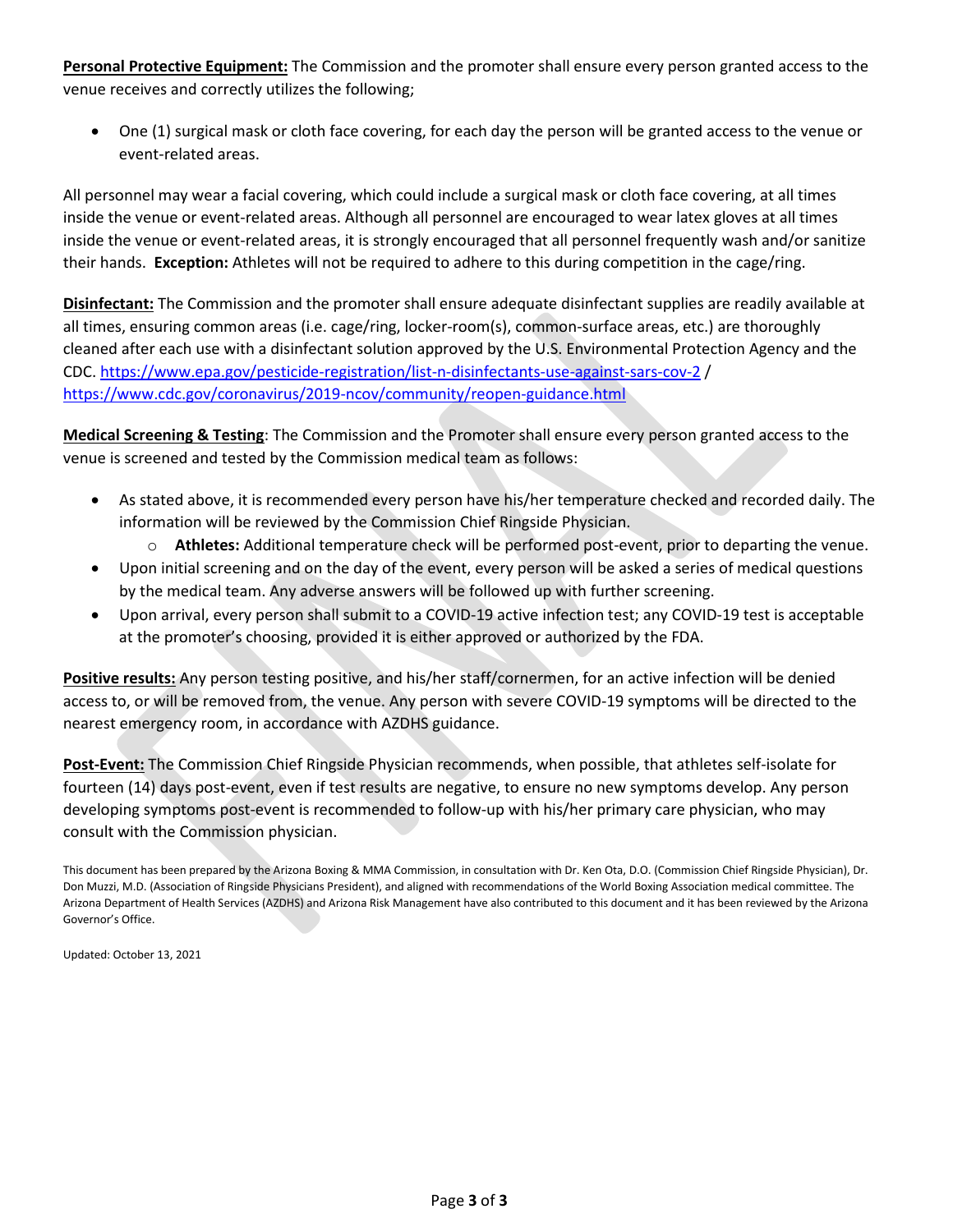**Personal Protective Equipment:** The Commission and the promoter shall ensure every person granted access to the venue receives and correctly utilizes the following;

- One (1) surgical mask or cloth face covering, for each day the person will be granted access to the venue or event-related areas.

All personnel may wear a facial covering, which could include a surgical mask or cloth face covering, at all times inside the venue or event-related areas. Although all personnel are encouraged to wear latex gloves at all times inside the venue or event-related areas, it is strongly encouraged that all personnel frequently wash and/or sanitize their hands. **Exception:** Athletes will not be required to adhere to this during competition in the cage/ring.

**Disinfectant:** The Commission and the promoter shall ensure adequate disinfectant supplies are readily available at all times, ensuring common areas (i.e. cage/ring, locker-room(s), common-surface areas, etc.) are thoroughly cleaned after each use with a disinfectant solution approved by the U.S. Environmental Protection Agency and the CDC. https://www.epa.gov/pesticide-registration/list-n-disinfectants-use-against-sars-cov-2 / https://www.cdc.gov/coronavirus/2019-ncov/community/reopen-guidance.html

**Medical Screening & Testing**: The Commission and the Promoter shall ensure every person granted access to the venue is screened and tested by the Commission medical team as follows:

- As stated above, it is recommended every person have his/her temperature checked and recorded daily. The information will be reviewed by the Commission Chief Ringside Physician.
  - **Athletes:** Additional temperature check will be performed post-event, prior to departing the venue.
- Upon initial screening and on the day of the event, every person will be asked a series of medical questions by the medical team. Any adverse answers will be followed up with further screening.
- Upon arrival, every person shall submit to a COVID-19 active infection test; any COVID-19 test is acceptable at the promoter's choosing, provided it is either approved or authorized by the FDA.

**Positive results:** Any person testing positive, and his/her staff/cornermen, for an active infection will be denied access to, or will be removed from, the venue. Any person with severe COVID-19 symptoms will be directed to the nearest emergency room, in accordance with AZDHS guidance.

**Post-Event:** The Commission Chief Ringside Physician recommends, when possible, that athletes self-isolate for fourteen (14) days post-event, even if test results are negative, to ensure no new symptoms develop. Any person developing symptoms post-event is recommended to follow-up with his/her primary care physician, who may consult with the Commission physician.

This document has been prepared by the Arizona Boxing & MMA Commission, in consultation with Dr. Ken Ota, D.O. (Commission Chief Ringside Physician), Dr. Don Muzzi, M.D. (Association of Ringside Physicians President), and aligned with recommendations of the World Boxing Association medical committee. The Arizona Department of Health Services (AZDHS) and Arizona Risk Management have also contributed to this document and it has been reviewed by the Arizona Governor's Office.

Updated: October 13, 2021